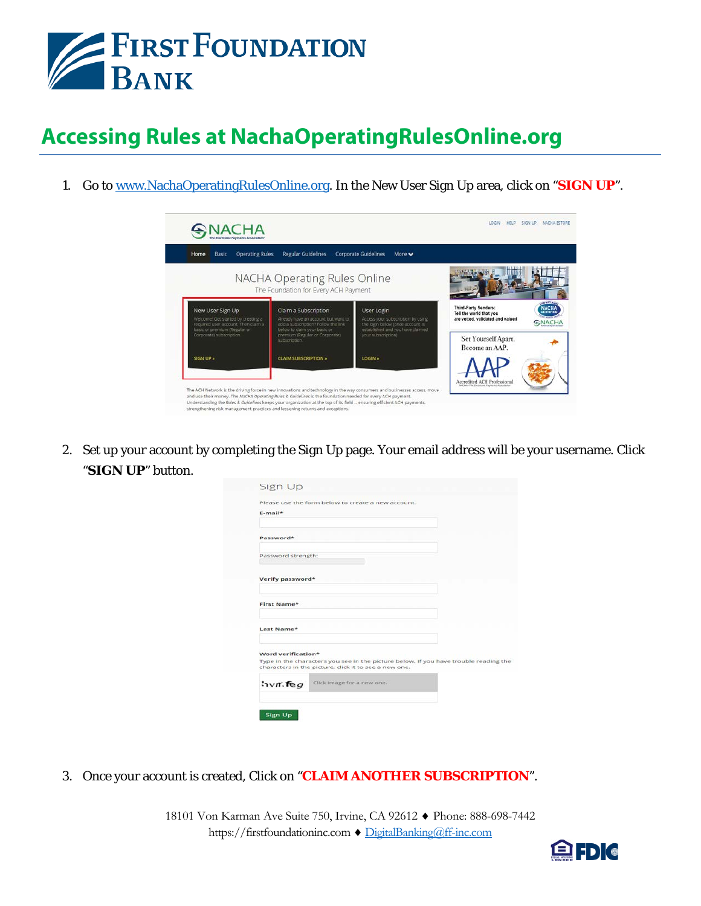# Accessing Rules at NachaOperatingRulesOnline.org

1. Go to www.NachaOperatingRulesOnline.org. In the New User Sign Up area, click on "**SIGN UP**".

2. Set up your account by completing the Sign Up page. Your email address will be your username. Click "**SIGN UP**" button.

3. Once your account is created, Click on "**CLAIM ANOTHER SUBSCRIPTION**".

18101 Von Karman Ave Suite 750, Irvine, CA 92612 ♦ Phone: 888-698-7442
https://firstfoundationinc.com ♦ DigitalBanking@ff-inc.com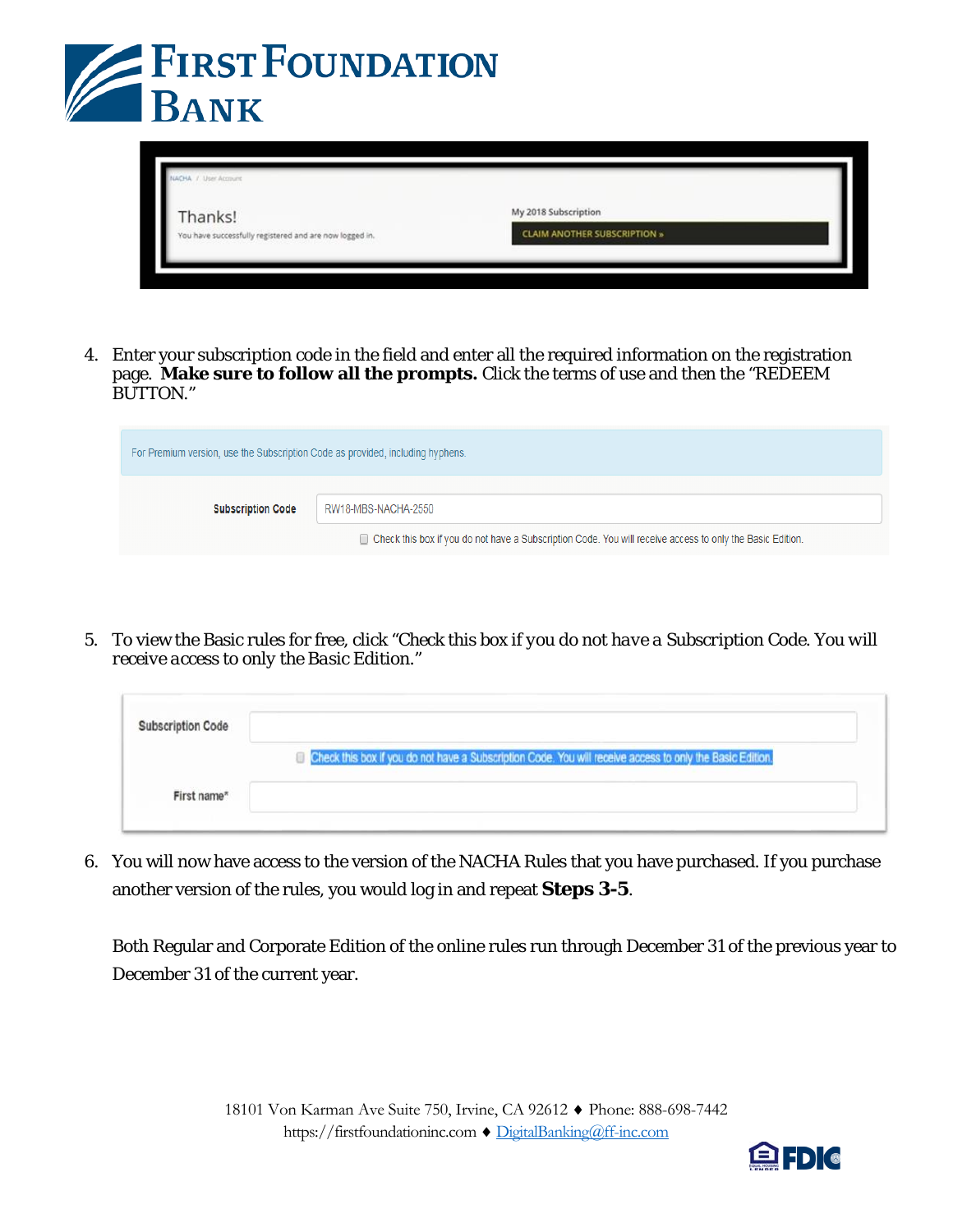# FIRST FOUNDATION BANK

4. Enter your subscription code in the field and enter all the required information on the registration page. **Make sure to follow all the prompts.** Click the terms of use and then the "REDEEM BUTTON."

5. To view the Basic rules for free, click "Check this box if you do not have a Subscription Code. You will receive access to only the Basic Edition."

6. You will now have access to the version of the NACHA Rules that you have purchased. If you purchase another version of the rules, you would log in and repeat **Steps 3-5**.

   Both Regular and Corporate Edition of the online rules run through December 31 of the previous year to December 31 of the current year.

18101 Von Karman Ave Suite 750, Irvine, CA 92612 ♦ Phone: 888-698-7442
https://firstfoundationinc.com ♦ DigitalBanking@ff-inc.com